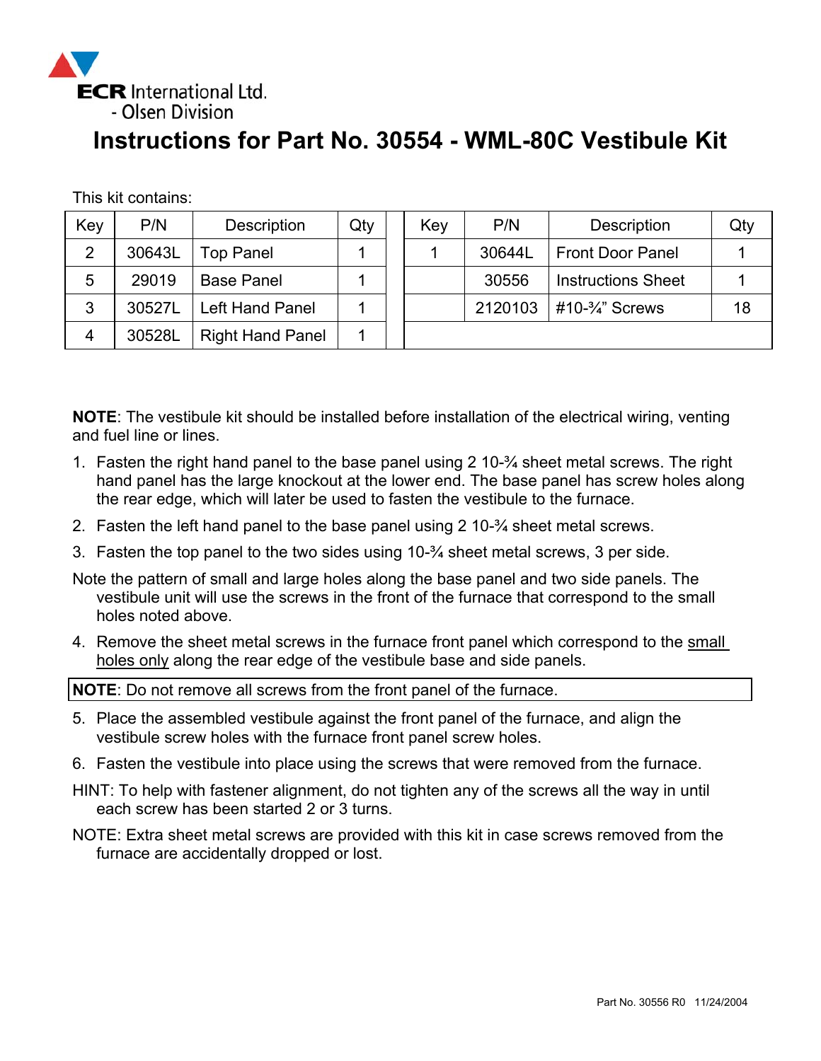ECR International Ltd.
- Olsen Division

# Instructions for Part No. 30554 - WML-80C Vestibule Kit

This kit contains:

| Key | P/N | Description | Qty | | Key | P/N | Description | Qty |
|---|---|---|---|---|---|---|---|---|
| 2 | 30643L | Top Panel | 1 | | 1 | 30644L | Front Door Panel | 1 |
| 5 | 29019 | Base Panel | 1 | | | 30556 | Instructions Sheet | 1 |
| 3 | 30527L | Left Hand Panel | 1 | | | 2120103 | #10-¾" Screws | 18 |
| 4 | 30528L | Right Hand Panel | 1 | | | | | |

**NOTE**: The vestibule kit should be installed before installation of the electrical wiring, venting and fuel line or lines.

1. Fasten the right hand panel to the base panel using 2 10-¾ sheet metal screws. The right hand panel has the large knockout at the lower end. The base panel has screw holes along the rear edge, which will later be used to fasten the vestibule to the furnace.
2. Fasten the left hand panel to the base panel using 2 10-¾ sheet metal screws.
3. Fasten the top panel to the two sides using 10-¾ sheet metal screws, 3 per side.

Note the pattern of small and large holes along the base panel and two side panels. The vestibule unit will use the screws in the front of the furnace that correspond to the small holes noted above.

4. Remove the sheet metal screws in the furnace front panel which correspond to the <u>small holes only</u> along the rear edge of the vestibule base and side panels.

**NOTE**: Do not remove all screws from the front panel of the furnace.

5. Place the assembled vestibule against the front panel of the furnace, and align the vestibule screw holes with the furnace front panel screw holes.
6. Fasten the vestibule into place using the screws that were removed from the furnace.

HINT: To help with fastener alignment, do not tighten any of the screws all the way in until each screw has been started 2 or 3 turns.

NOTE: Extra sheet metal screws are provided with this kit in case screws removed from the furnace are accidentally dropped or lost.

Part No. 30556 R0 11/24/2004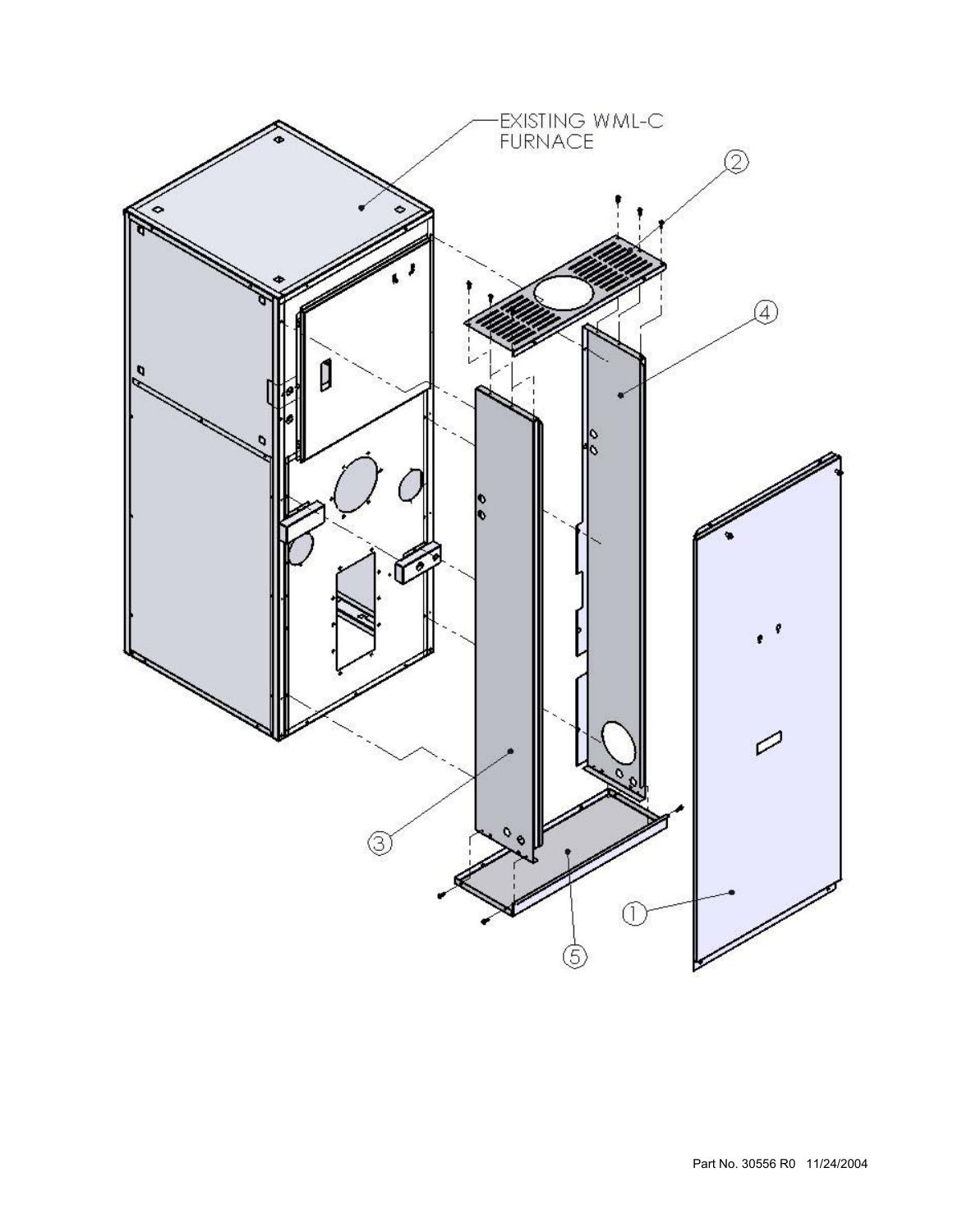EXISTING WML-C FURNACE

2

4

3

5

1

Part No. 30556 R0 11/24/2004